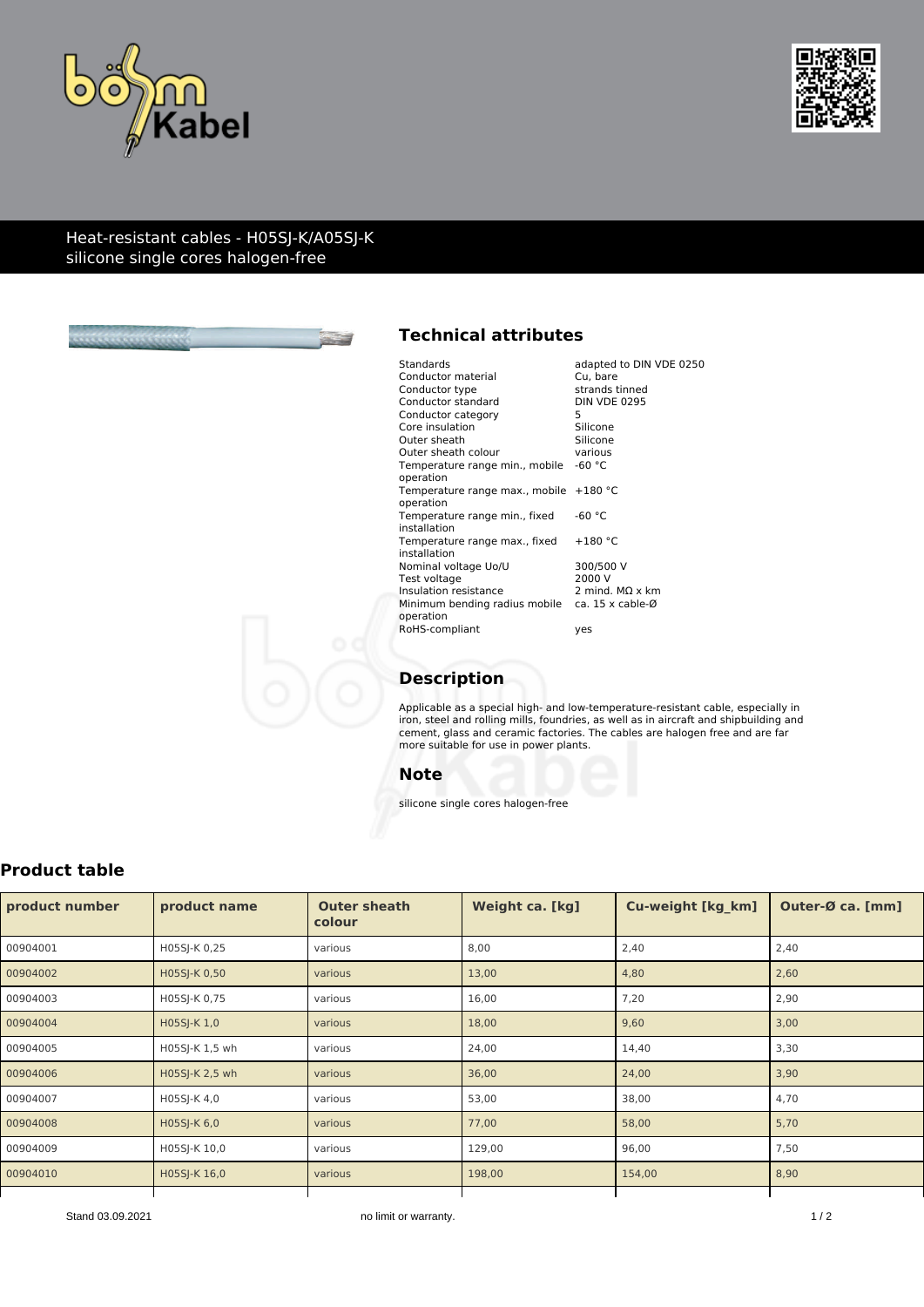# Heat-resistant cables - H05SJ-K/A05SJ-K silicone single cores halogen-free

## Technical attributes

| | |
|---|---|
| Standards | adapted to DIN VDE 0250 |
| Conductor material | Cu, bare |
| Conductor type | strands tinned |
| Conductor standard | DIN VDE 0295 |
| Conductor category | 5 |
| Core insulation | Silicone |
| Outer sheath | Silicone |
| Outer sheath colour | various |
| Temperature range min., mobile operation | -60 °C |
| Temperature range max., mobile operation | +180 °C |
| Temperature range min., fixed installation | -60 °C |
| Temperature range max., fixed installation | +180 °C |
| Nominal voltage Uo/U | 300/500 V |
| Test voltage | 2000 V |
| Insulation resistance | 2 mind. MΩ x km |
| Minimum bending radius mobile operation | ca. 15 x cable-Ø |
| RoHS-compliant | yes |

## Description

Applicable as a special high- and low-temperature-resistant cable, especially in iron, steel and rolling mills, foundries, as well as in aircraft and shipbuilding and cement, glass and ceramic factories. The cables are halogen free and are far more suitable for use in power plants.

## Note

silicone single cores halogen-free

## Product table

| product number | product name | Outer sheath colour | Weight ca. [kg] | Cu-weight [kg_km] | Outer-Ø ca. [mm] |
|---|---|---|---|---|---|
| 00904001 | H05SJ-K 0,25 | various | 8,00 | 2,40 | 2,40 |
| 00904002 | H05SJ-K 0,50 | various | 13,00 | 4,80 | 2,60 |
| 00904003 | H05SJ-K 0,75 | various | 16,00 | 7,20 | 2,90 |
| 00904004 | H05SJ-K 1,0 | various | 18,00 | 9,60 | 3,00 |
| 00904005 | H05SJ-K 1,5 wh | various | 24,00 | 14,40 | 3,30 |
| 00904006 | H05SJ-K 2,5 wh | various | 36,00 | 24,00 | 3,90 |
| 00904007 | H05SJ-K 4,0 | various | 53,00 | 38,00 | 4,70 |
| 00904008 | H05SJ-K 6,0 | various | 77,00 | 58,00 | 5,70 |
| 00904009 | H05SJ-K 10,0 | various | 129,00 | 96,00 | 7,50 |
| 00904010 | H05SJ-K 16,0 | various | 198,00 | 154,00 | 8,90 |

Stand 03.09.2021

no limit or warranty.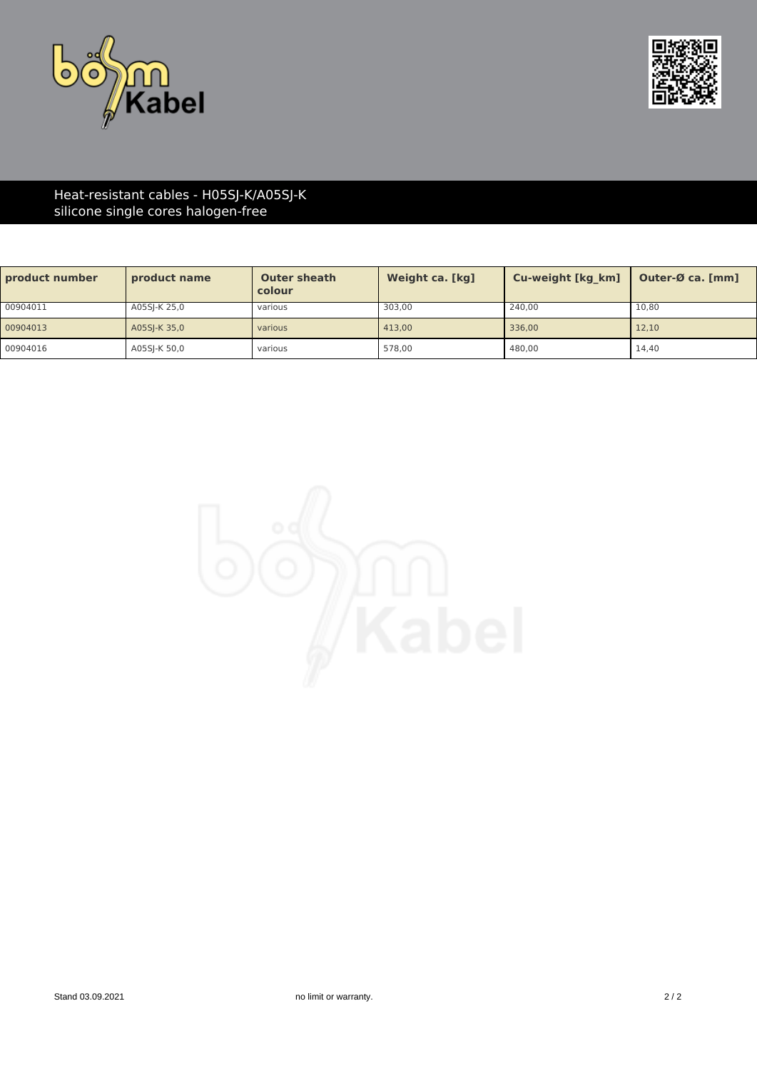Heat-resistant cables - H05SJ-K/A05SJ-K
silicone single cores halogen-free

| product number | product name | Outer sheath colour | Weight ca. [kg] | Cu-weight [kg_km] | Outer-Ø ca. [mm] |
| --- | --- | --- | --- | --- | --- |
| 00904011 | A05SJ-K 25,0 | various | 303,00 | 240,00 | 10,80 |
| 00904013 | A05SJ-K 35,0 | various | 413,00 | 336,00 | 12,10 |
| 00904016 | A05SJ-K 50,0 | various | 578,00 | 480,00 | 14,40 |

Stand 03.09.2021

no limit or warranty.